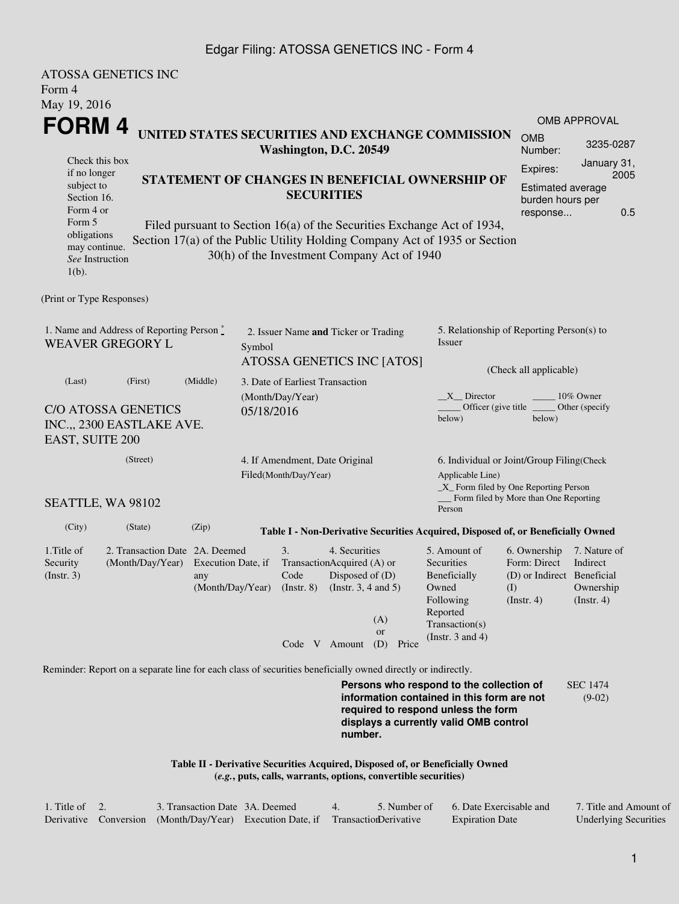Edgar Filing: ATOSSA GENETICS INC - Form 4

ATOSSA GENETICS INC
Form 4
May 19, 2016

# FORM 4

Check this box if no longer subject to Section 16. Form 4 or Form 5 obligations may continue. *See* Instruction 1(b).

## UNITED STATES SECURITIES AND EXCHANGE COMMISSION
**Washington, D.C. 20549**

## STATEMENT OF CHANGES IN BENEFICIAL OWNERSHIP OF SECURITIES

Filed pursuant to Section 16(a) of the Securities Exchange Act of 1934, Section 17(a) of the Public Utility Holding Company Act of 1935 or Section 30(h) of the Investment Company Act of 1940

| OMB APPROVAL | |
|---|---|
| OMB Number: | 3235-0287 |
| Expires: | January 31, 2005 |
| Estimated average burden hours per response... | 0.5 |

(Print or Type Responses)

1. Name and Address of Reporting Person *
WEAVER GREGORY L

(Last) (First) (Middle)

C/O ATOSSA GENETICS INC.,, 2300 EASTLAKE AVE. EAST, SUITE 200

(Street)

SEATTLE, WA 98102

(City) (State) (Zip)

2. Issuer Name **and** Ticker or Trading Symbol
ATOSSA GENETICS INC [ATOS]

3. Date of Earliest Transaction (Month/Day/Year)
05/18/2016

4. If Amendment, Date Original Filed(Month/Day/Year)

5. Relationship of Reporting Person(s) to Issuer

(Check all applicable)

\_\_X\_\_ Director \_\_\_\_\_ 10% Owner
\_\_\_\_\_ Officer (give title below) \_\_\_\_\_ Other (specify below)

6. Individual or Joint/Group Filing(Check Applicable Line)
\_X\_ Form filed by One Reporting Person
\_\_\_ Form filed by More than One Reporting Person

**Table I - Non-Derivative Securities Acquired, Disposed of, or Beneficially Owned**

| 1.Title of Security (Instr. 3) | 2. Transaction Date (Month/Day/Year) | 2A. Deemed Execution Date, if any (Month/Day/Year) | 3. Transaction Code (Instr. 8) | | 4. Securities Acquired (A) or Disposed of (D) (Instr. 3, 4 and 5) | | | 5. Amount of Securities Beneficially Owned Following Reported Transaction(s) (Instr. 3 and 4) | 6. Ownership Form: Direct (D) or Indirect (I) (Instr. 4) | 7. Nature of Indirect Beneficial Ownership (Instr. 4) |
|---|---|---|---|---|---|---|---|---|---|---|
| | | | Code | V | Amount | (A) or (D) | Price | | | |

Reminder: Report on a separate line for each class of securities beneficially owned directly or indirectly.

**Persons who respond to the collection of information contained in this form are not required to respond unless the form displays a currently valid OMB control number.**

SEC 1474 (9-02)

**Table II - Derivative Securities Acquired, Disposed of, or Beneficially Owned**
**(*e.g.*, puts, calls, warrants, options, convertible securities)**

| 1. Title of Derivative | 2. Conversion | 3. Transaction Date (Month/Day/Year) | 3A. Deemed Execution Date, if | 4. Transaction | 5. Number of Derivative | 6. Date Exercisable and Expiration Date | 7. Title and Amount of Underlying Securities |
|---|---|---|---|---|---|---|---|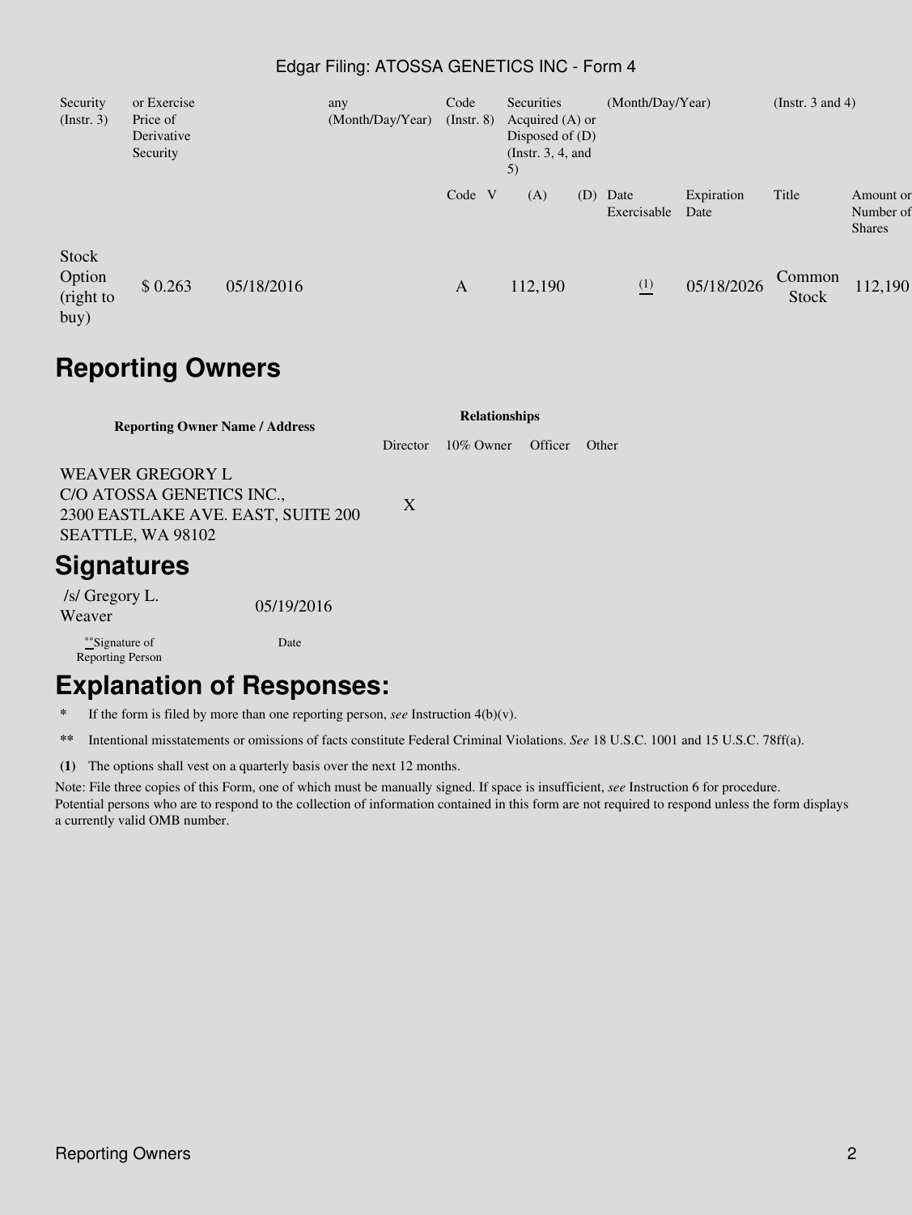| Security (Instr. 3) | or Exercise Price of Derivative Security | | any (Month/Day/Year) | Code (Instr. 8) | | Securities Acquired (A) or Disposed of (D) (Instr. 3, 4, and 5) | | (Month/Day/Year) | | (Instr. 3 and 4) | |
|---|---|---|---|---|---|---|---|---|---|---|---|
| | | | | Code | V | (A) | (D) | Date Exercisable | Expiration Date | Title | Amount or Number of Shares |
| Stock Option (right to buy) | $ 0.263 | 05/18/2016 | | A | | 112,190 | | (1) | 05/18/2026 | Common Stock | 112,190 |

# Reporting Owners

| Reporting Owner Name / Address | Relationships | | | |
|---|---|---|---|---|
| | Director | 10% Owner | Officer | Other |
| WEAVER GREGORY L<br>C/O ATOSSA GENETICS INC.,<br>2300 EASTLAKE AVE. EAST, SUITE 200<br>SEATTLE, WA 98102 | X | | | |

# Signatures

| | |
|---|---|
| /s/ Gregory L. Weaver | 05/19/2016 |
| **Signature of Reporting Person | Date |

# Explanation of Responses:

* If the form is filed by more than one reporting person, *see* Instruction 4(b)(v).

** Intentional misstatements or omissions of facts constitute Federal Criminal Violations. *See* 18 U.S.C. 1001 and 15 U.S.C. 78ff(a).

**(1)** The options shall vest on a quarterly basis over the next 12 months.

Note: File three copies of this Form, one of which must be manually signed. If space is insufficient, *see* Instruction 6 for procedure.
Potential persons who are to respond to the collection of information contained in this form are not required to respond unless the form displays a currently valid OMB number.